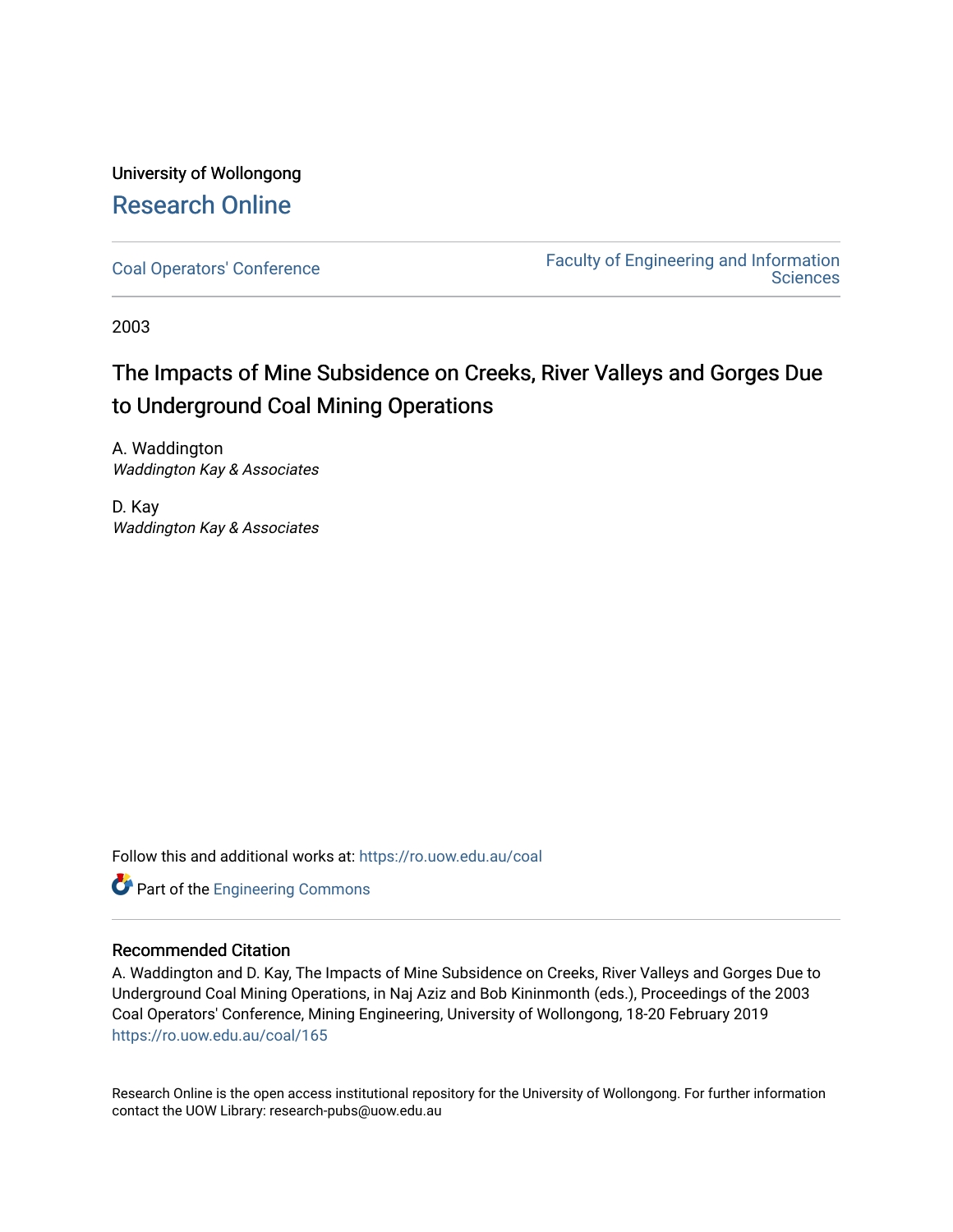University of Wollongong

# Research Online

Coal Operators' Conference

Faculty of Engineering and Information Sciences

2003

# The Impacts of Mine Subsidence on Creeks, River Valleys and Gorges Due to Underground Coal Mining Operations

A. Waddington
*Waddington Kay & Associates*

D. Kay
*Waddington Kay & Associates*

Follow this and additional works at: https://ro.uow.edu.au/coal

Part of the Engineering Commons

## Recommended Citation

A. Waddington and D. Kay, The Impacts of Mine Subsidence on Creeks, River Valleys and Gorges Due to Underground Coal Mining Operations, in Naj Aziz and Bob Kininmonth (eds.), Proceedings of the 2003 Coal Operators' Conference, Mining Engineering, University of Wollongong, 18-20 February 2019
https://ro.uow.edu.au/coal/165

Research Online is the open access institutional repository for the University of Wollongong. For further information contact the UOW Library: research-pubs@uow.edu.au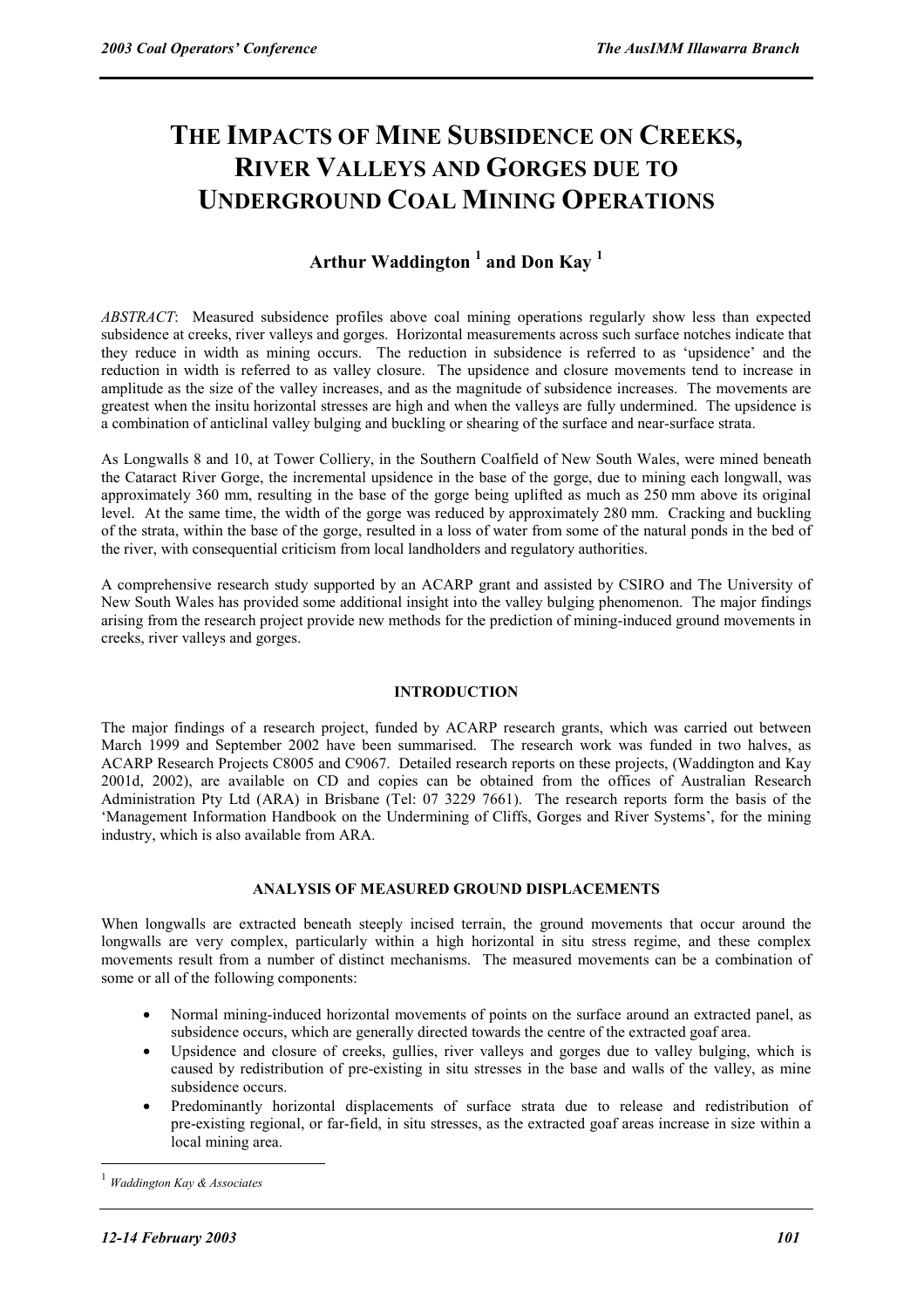# THE IMPACTS OF MINE SUBSIDENCE ON CREEKS, RIVER VALLEYS AND GORGES DUE TO UNDERGROUND COAL MINING OPERATIONS

**Arthur Waddington [1] and Don Kay [1]**

*ABSTRACT*: Measured subsidence profiles above coal mining operations regularly show less than expected subsidence at creeks, river valleys and gorges. Horizontal measurements across such surface notches indicate that they reduce in width as mining occurs. The reduction in subsidence is referred to as 'upsidence' and the reduction in width is referred to as valley closure. The upsidence and closure movements tend to increase in amplitude as the size of the valley increases, and as the magnitude of subsidence increases. The movements are greatest when the insitu horizontal stresses are high and when the valleys are fully undermined. The upsidence is a combination of anticlinal valley bulging and buckling or shearing of the surface and near-surface strata.

As Longwalls 8 and 10, at Tower Colliery, in the Southern Coalfield of New South Wales, were mined beneath the Cataract River Gorge, the incremental upsidence in the base of the gorge, due to mining each longwall, was approximately 360 mm, resulting in the base of the gorge being uplifted as much as 250 mm above its original level. At the same time, the width of the gorge was reduced by approximately 280 mm. Cracking and buckling of the strata, within the base of the gorge, resulted in a loss of water from some of the natural ponds in the bed of the river, with consequential criticism from local landholders and regulatory authorities.

A comprehensive research study supported by an ACARP grant and assisted by CSIRO and The University of New South Wales has provided some additional insight into the valley bulging phenomenon. The major findings arising from the research project provide new methods for the prediction of mining-induced ground movements in creeks, river valleys and gorges.

## INTRODUCTION

The major findings of a research project, funded by ACARP research grants, which was carried out between March 1999 and September 2002 have been summarised. The research work was funded in two halves, as ACARP Research Projects C8005 and C9067. Detailed research reports on these projects, (Waddington and Kay 2001d, 2002), are available on CD and copies can be obtained from the offices of Australian Research Administration Pty Ltd (ARA) in Brisbane (Tel: 07 3229 7661). The research reports form the basis of the 'Management Information Handbook on the Undermining of Cliffs, Gorges and River Systems', for the mining industry, which is also available from ARA.

## ANALYSIS OF MEASURED GROUND DISPLACEMENTS

When longwalls are extracted beneath steeply incised terrain, the ground movements that occur around the longwalls are very complex, particularly within a high horizontal in situ stress regime, and these complex movements result from a number of distinct mechanisms. The measured movements can be a combination of some or all of the following components:

- Normal mining-induced horizontal movements of points on the surface around an extracted panel, as subsidence occurs, which are generally directed towards the centre of the extracted goaf area.
- Upsidence and closure of creeks, gullies, river valleys and gorges due to valley bulging, which is caused by redistribution of pre-existing in situ stresses in the base and walls of the valley, as mine subsidence occurs.
- Predominantly horizontal displacements of surface strata due to release and redistribution of pre-existing regional, or far-field, in situ stresses, as the extracted goaf areas increase in size within a local mining area.

[1] *Waddington Kay & Associates*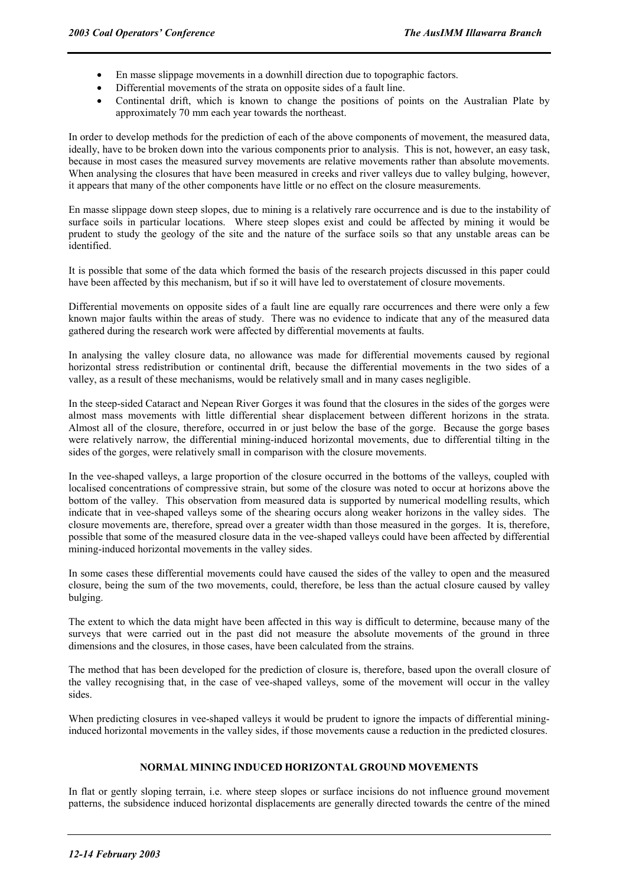- En masse slippage movements in a downhill direction due to topographic factors.
- Differential movements of the strata on opposite sides of a fault line.
- Continental drift, which is known to change the positions of points on the Australian Plate by approximately 70 mm each year towards the northeast.

In order to develop methods for the prediction of each of the above components of movement, the measured data, ideally, have to be broken down into the various components prior to analysis. This is not, however, an easy task, because in most cases the measured survey movements are relative movements rather than absolute movements. When analysing the closures that have been measured in creeks and river valleys due to valley bulging, however, it appears that many of the other components have little or no effect on the closure measurements.

En masse slippage down steep slopes, due to mining is a relatively rare occurrence and is due to the instability of surface soils in particular locations. Where steep slopes exist and could be affected by mining it would be prudent to study the geology of the site and the nature of the surface soils so that any unstable areas can be identified.

It is possible that some of the data which formed the basis of the research projects discussed in this paper could have been affected by this mechanism, but if so it will have led to overstatement of closure movements.

Differential movements on opposite sides of a fault line are equally rare occurrences and there were only a few known major faults within the areas of study. There was no evidence to indicate that any of the measured data gathered during the research work were affected by differential movements at faults.

In analysing the valley closure data, no allowance was made for differential movements caused by regional horizontal stress redistribution or continental drift, because the differential movements in the two sides of a valley, as a result of these mechanisms, would be relatively small and in many cases negligible.

In the steep-sided Cataract and Nepean River Gorges it was found that the closures in the sides of the gorges were almost mass movements with little differential shear displacement between different horizons in the strata. Almost all of the closure, therefore, occurred in or just below the base of the gorge. Because the gorge bases were relatively narrow, the differential mining-induced horizontal movements, due to differential tilting in the sides of the gorges, were relatively small in comparison with the closure movements.

In the vee-shaped valleys, a large proportion of the closure occurred in the bottoms of the valleys, coupled with localised concentrations of compressive strain, but some of the closure was noted to occur at horizons above the bottom of the valley. This observation from measured data is supported by numerical modelling results, which indicate that in vee-shaped valleys some of the shearing occurs along weaker horizons in the valley sides. The closure movements are, therefore, spread over a greater width than those measured in the gorges. It is, therefore, possible that some of the measured closure data in the vee-shaped valleys could have been affected by differential mining-induced horizontal movements in the valley sides.

In some cases these differential movements could have caused the sides of the valley to open and the measured closure, being the sum of the two movements, could, therefore, be less than the actual closure caused by valley bulging.

The extent to which the data might have been affected in this way is difficult to determine, because many of the surveys that were carried out in the past did not measure the absolute movements of the ground in three dimensions and the closures, in those cases, have been calculated from the strains.

The method that has been developed for the prediction of closure is, therefore, based upon the overall closure of the valley recognising that, in the case of vee-shaped valleys, some of the movement will occur in the valley sides.

When predicting closures in vee-shaped valleys it would be prudent to ignore the impacts of differential mining-induced horizontal movements in the valley sides, if those movements cause a reduction in the predicted closures.

## NORMAL MINING INDUCED HORIZONTAL GROUND MOVEMENTS

In flat or gently sloping terrain, i.e. where steep slopes or surface incisions do not influence ground movement patterns, the subsidence induced horizontal displacements are generally directed towards the centre of the mined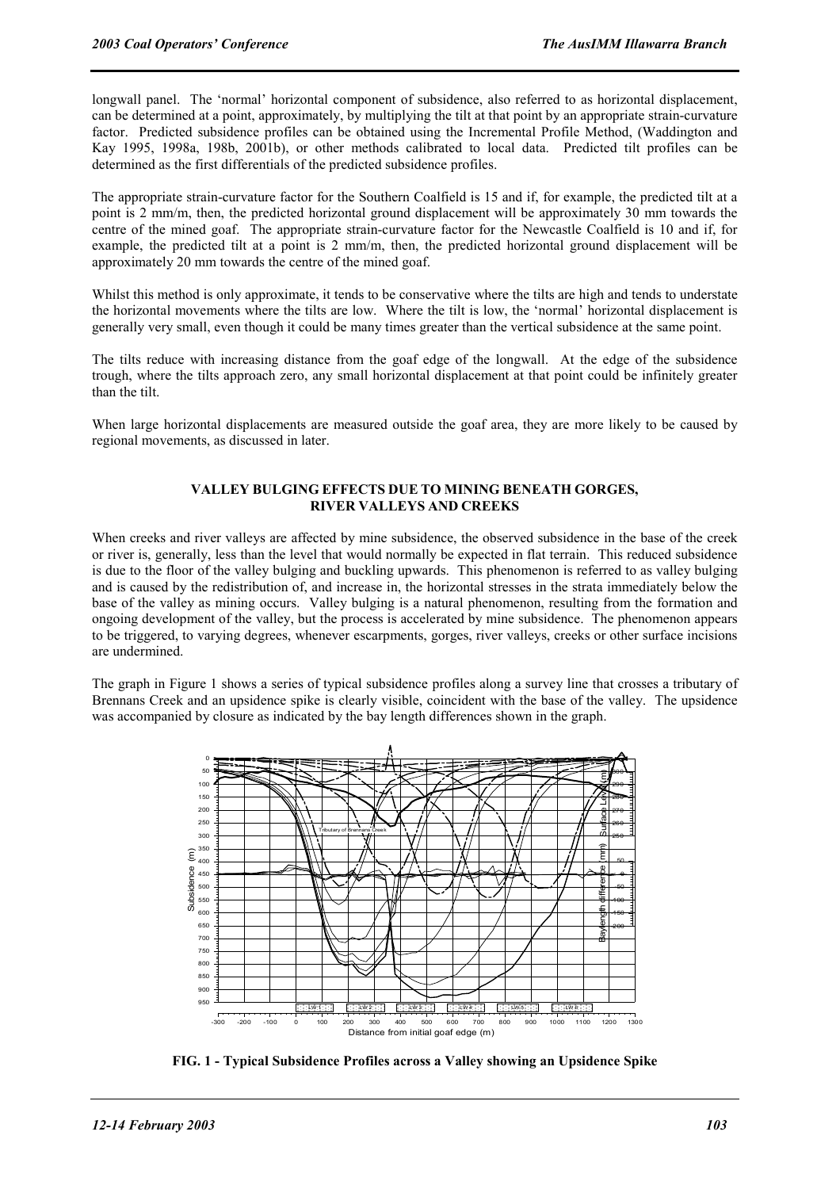longwall panel. The 'normal' horizontal component of subsidence, also referred to as horizontal displacement, can be determined at a point, approximately, by multiplying the tilt at that point by an appropriate strain-curvature factor. Predicted subsidence profiles can be obtained using the Incremental Profile Method, (Waddington and Kay 1995, 1998a, 198b, 2001b), or other methods calibrated to local data. Predicted tilt profiles can be determined as the first differentials of the predicted subsidence profiles.

The appropriate strain-curvature factor for the Southern Coalfield is 15 and if, for example, the predicted tilt at a point is 2 mm/m, then, the predicted horizontal ground displacement will be approximately 30 mm towards the centre of the mined goaf. The appropriate strain-curvature factor for the Newcastle Coalfield is 10 and if, for example, the predicted tilt at a point is 2 mm/m, then, the predicted horizontal ground displacement will be approximately 20 mm towards the centre of the mined goaf.

Whilst this method is only approximate, it tends to be conservative where the tilts are high and tends to understate the horizontal movements where the tilts are low. Where the tilt is low, the 'normal' horizontal displacement is generally very small, even though it could be many times greater than the vertical subsidence at the same point.

The tilts reduce with increasing distance from the goaf edge of the longwall. At the edge of the subsidence trough, where the tilts approach zero, any small horizontal displacement at that point could be infinitely greater than the tilt.

When large horizontal displacements are measured outside the goaf area, they are more likely to be caused by regional movements, as discussed in later.

## VALLEY BULGING EFFECTS DUE TO MINING BENEATH GORGES, RIVER VALLEYS AND CREEKS

When creeks and river valleys are affected by mine subsidence, the observed subsidence in the base of the creek or river is, generally, less than the level that would normally be expected in flat terrain. This reduced subsidence is due to the floor of the valley bulging and buckling upwards. This phenomenon is referred to as valley bulging and is caused by the redistribution of, and increase in, the horizontal stresses in the strata immediately below the base of the valley as mining occurs. Valley bulging is a natural phenomenon, resulting from the formation and ongoing development of the valley, but the process is accelerated by mine subsidence. The phenomenon appears to be triggered, to varying degrees, whenever escarpments, gorges, river valleys, creeks or other surface incisions are undermined.

The graph in Figure 1 shows a series of typical subsidence profiles along a survey line that crosses a tributary of Brennans Creek and an upsidence spike is clearly visible, coincident with the base of the valley. The upsidence was accompanied by closure as indicated by the bay length differences shown in the graph.

**FIG. 1 - Typical Subsidence Profiles across a Valley showing an Upsidence Spike**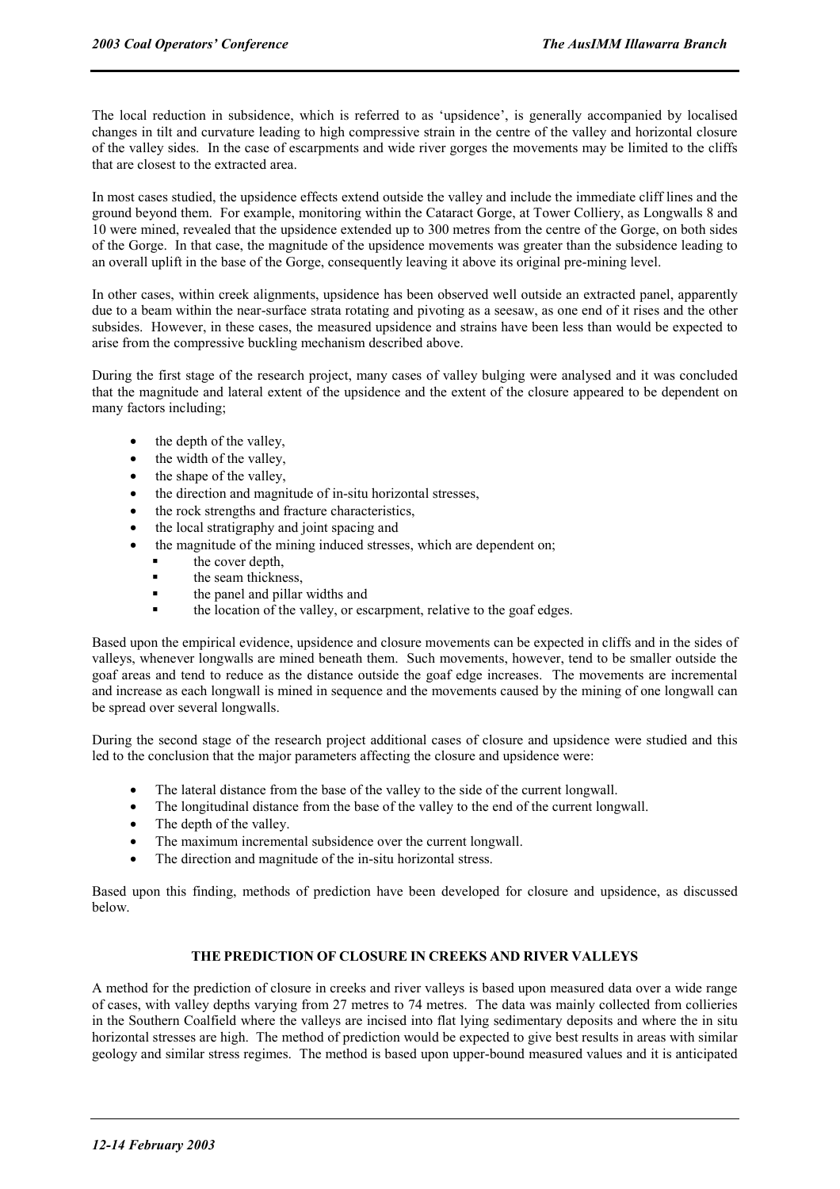The local reduction in subsidence, which is referred to as 'upsidence', is generally accompanied by localised changes in tilt and curvature leading to high compressive strain in the centre of the valley and horizontal closure of the valley sides. In the case of escarpments and wide river gorges the movements may be limited to the cliffs that are closest to the extracted area.

In most cases studied, the upsidence effects extend outside the valley and include the immediate cliff lines and the ground beyond them. For example, monitoring within the Cataract Gorge, at Tower Colliery, as Longwalls 8 and 10 were mined, revealed that the upsidence extended up to 300 metres from the centre of the Gorge, on both sides of the Gorge. In that case, the magnitude of the upsidence movements was greater than the subsidence leading to an overall uplift in the base of the Gorge, consequently leaving it above its original pre-mining level.

In other cases, within creek alignments, upsidence has been observed well outside an extracted panel, apparently due to a beam within the near-surface strata rotating and pivoting as a seesaw, as one end of it rises and the other subsides. However, in these cases, the measured upsidence and strains have been less than would be expected to arise from the compressive buckling mechanism described above.

During the first stage of the research project, many cases of valley bulging were analysed and it was concluded that the magnitude and lateral extent of the upsidence and the extent of the closure appeared to be dependent on many factors including;

- the depth of the valley,
- the width of the valley,
- the shape of the valley,
- the direction and magnitude of in-situ horizontal stresses,
- the rock strengths and fracture characteristics,
- the local stratigraphy and joint spacing and
- the magnitude of the mining induced stresses, which are dependent on;
  - the cover depth,
  - the seam thickness,
  - the panel and pillar widths and
  - the location of the valley, or escarpment, relative to the goaf edges.

Based upon the empirical evidence, upsidence and closure movements can be expected in cliffs and in the sides of valleys, whenever longwalls are mined beneath them. Such movements, however, tend to be smaller outside the goaf areas and tend to reduce as the distance outside the goaf edge increases. The movements are incremental and increase as each longwall is mined in sequence and the movements caused by the mining of one longwall can be spread over several longwalls.

During the second stage of the research project additional cases of closure and upsidence were studied and this led to the conclusion that the major parameters affecting the closure and upsidence were:

- The lateral distance from the base of the valley to the side of the current longwall.
- The longitudinal distance from the base of the valley to the end of the current longwall.
- The depth of the valley.
- The maximum incremental subsidence over the current longwall.
- The direction and magnitude of the in-situ horizontal stress.

Based upon this finding, methods of prediction have been developed for closure and upsidence, as discussed below.

## THE PREDICTION OF CLOSURE IN CREEKS AND RIVER VALLEYS

A method for the prediction of closure in creeks and river valleys is based upon measured data over a wide range of cases, with valley depths varying from 27 metres to 74 metres. The data was mainly collected from collieries in the Southern Coalfield where the valleys are incised into flat lying sedimentary deposits and where the in situ horizontal stresses are high. The method of prediction would be expected to give best results in areas with similar geology and similar stress regimes. The method is based upon upper-bound measured values and it is anticipated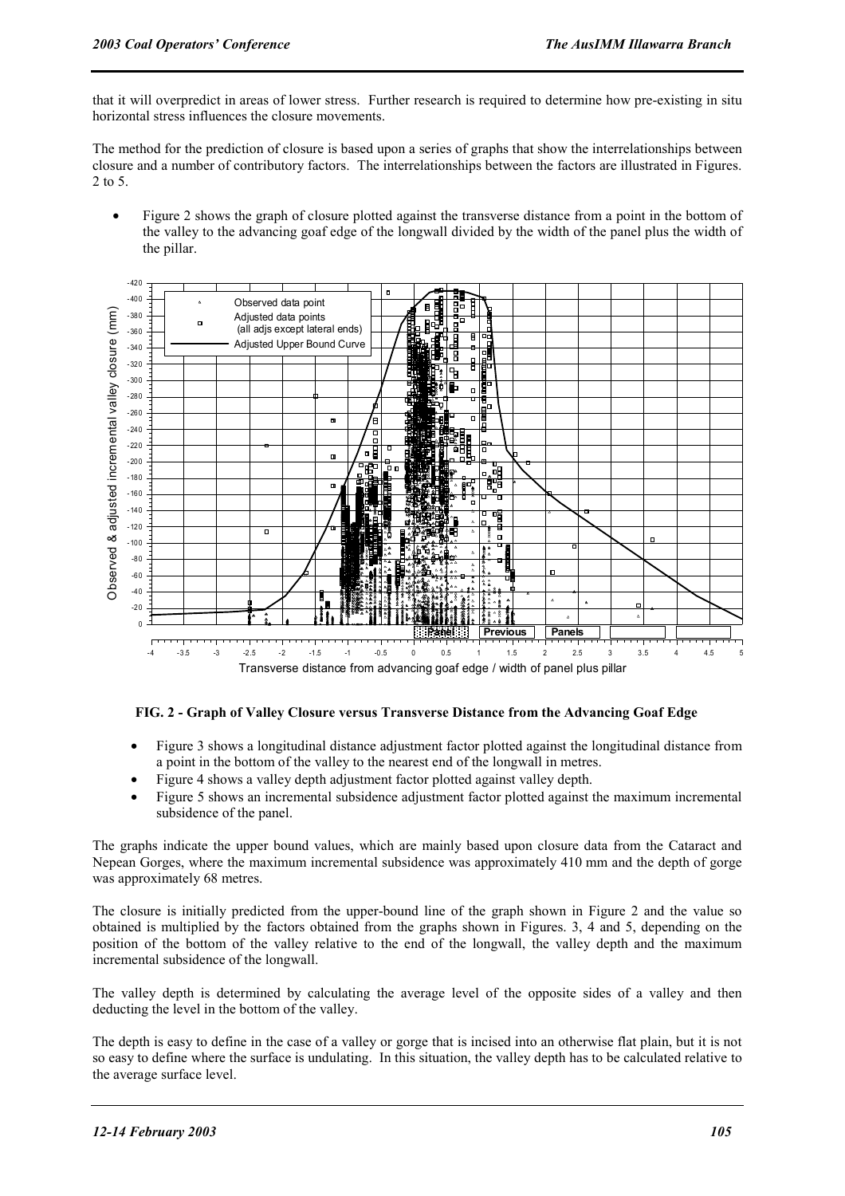that it will overpredict in areas of lower stress. Further research is required to determine how pre-existing in situ horizontal stress influences the closure movements.

The method for the prediction of closure is based upon a series of graphs that show the interrelationships between closure and a number of contributory factors. The interrelationships between the factors are illustrated in Figures. 2 to 5.

- Figure 2 shows the graph of closure plotted against the transverse distance from a point in the bottom of the valley to the advancing goaf edge of the longwall divided by the width of the panel plus the width of the pillar.

**FIG. 2 - Graph of Valley Closure versus Transverse Distance from the Advancing Goaf Edge**

- Figure 3 shows a longitudinal distance adjustment factor plotted against the longitudinal distance from a point in the bottom of the valley to the nearest end of the longwall in metres.
- Figure 4 shows a valley depth adjustment factor plotted against valley depth.
- Figure 5 shows an incremental subsidence adjustment factor plotted against the maximum incremental subsidence of the panel.

The graphs indicate the upper bound values, which are mainly based upon closure data from the Cataract and Nepean Gorges, where the maximum incremental subsidence was approximately 410 mm and the depth of gorge was approximately 68 metres.

The closure is initially predicted from the upper-bound line of the graph shown in Figure 2 and the value so obtained is multiplied by the factors obtained from the graphs shown in Figures. 3, 4 and 5, depending on the position of the bottom of the valley relative to the end of the longwall, the valley depth and the maximum incremental subsidence of the longwall.

The valley depth is determined by calculating the average level of the opposite sides of a valley and then deducting the level in the bottom of the valley.

The depth is easy to define in the case of a valley or gorge that is incised into an otherwise flat plain, but it is not so easy to define where the surface is undulating. In this situation, the valley depth has to be calculated relative to the average surface level.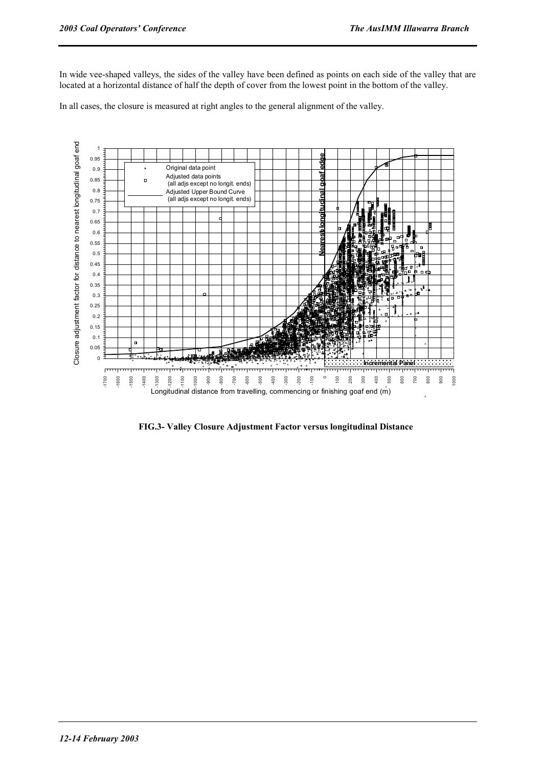In wide vee-shaped valleys, the sides of the valley have been defined as points on each side of the valley that are located at a horizontal distance of half the depth of cover from the lowest point in the bottom of the valley.

In all cases, the closure is measured at right angles to the general alignment of the valley.

**FIG.3- Valley Closure Adjustment Factor versus longitudinal Distance**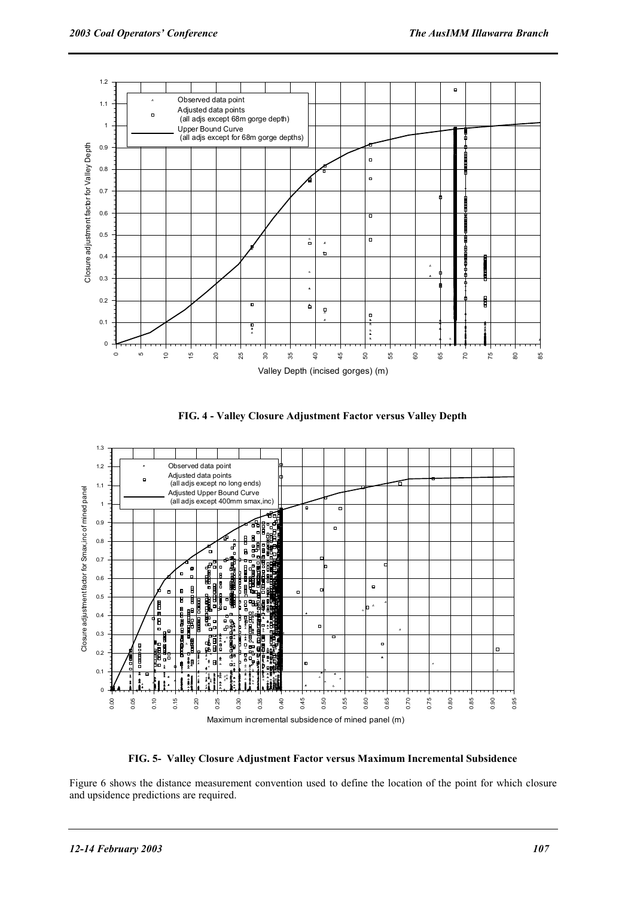**FIG. 4 - Valley Closure Adjustment Factor versus Valley Depth**

**FIG. 5- Valley Closure Adjustment Factor versus Maximum Incremental Subsidence**

Figure 6 shows the distance measurement convention used to define the location of the point for which closure and upsidence predictions are required.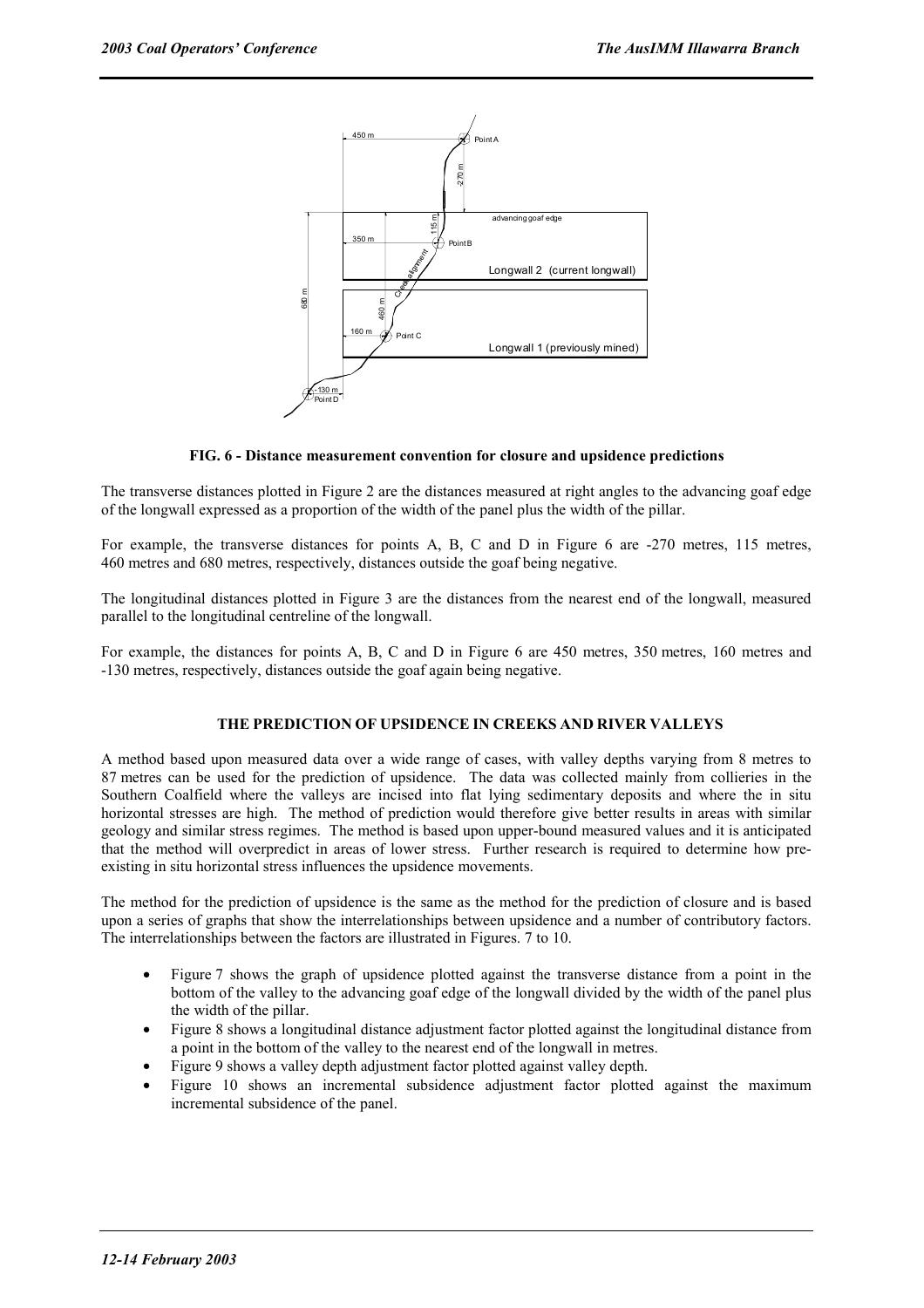**FIG. 6 - Distance measurement convention for closure and upsidence predictions**

The transverse distances plotted in Figure 2 are the distances measured at right angles to the advancing goaf edge of the longwall expressed as a proportion of the width of the panel plus the width of the pillar.

For example, the transverse distances for points A, B, C and D in Figure 6 are -270 metres, 115 metres, 460 metres and 680 metres, respectively, distances outside the goaf being negative.

The longitudinal distances plotted in Figure 3 are the distances from the nearest end of the longwall, measured parallel to the longitudinal centreline of the longwall.

For example, the distances for points A, B, C and D in Figure 6 are 450 metres, 350 metres, 160 metres and -130 metres, respectively, distances outside the goaf again being negative.

## THE PREDICTION OF UPSIDENCE IN CREEKS AND RIVER VALLEYS

A method based upon measured data over a wide range of cases, with valley depths varying from 8 metres to 87 metres can be used for the prediction of upsidence. The data was collected mainly from collieries in the Southern Coalfield where the valleys are incised into flat lying sedimentary deposits and where the in situ horizontal stresses are high. The method of prediction would therefore give better results in areas with similar geology and similar stress regimes. The method is based upon upper-bound measured values and it is anticipated that the method will overpredict in areas of lower stress. Further research is required to determine how pre-existing in situ horizontal stress influences the upsidence movements.

The method for the prediction of upsidence is the same as the method for the prediction of closure and is based upon a series of graphs that show the interrelationships between upsidence and a number of contributory factors. The interrelationships between the factors are illustrated in Figures. 7 to 10.

- Figure 7 shows the graph of upsidence plotted against the transverse distance from a point in the bottom of the valley to the advancing goaf edge of the longwall divided by the width of the panel plus the width of the pillar.
- Figure 8 shows a longitudinal distance adjustment factor plotted against the longitudinal distance from a point in the bottom of the valley to the nearest end of the longwall in metres.
- Figure 9 shows a valley depth adjustment factor plotted against valley depth.
- Figure 10 shows an incremental subsidence adjustment factor plotted against the maximum incremental subsidence of the panel.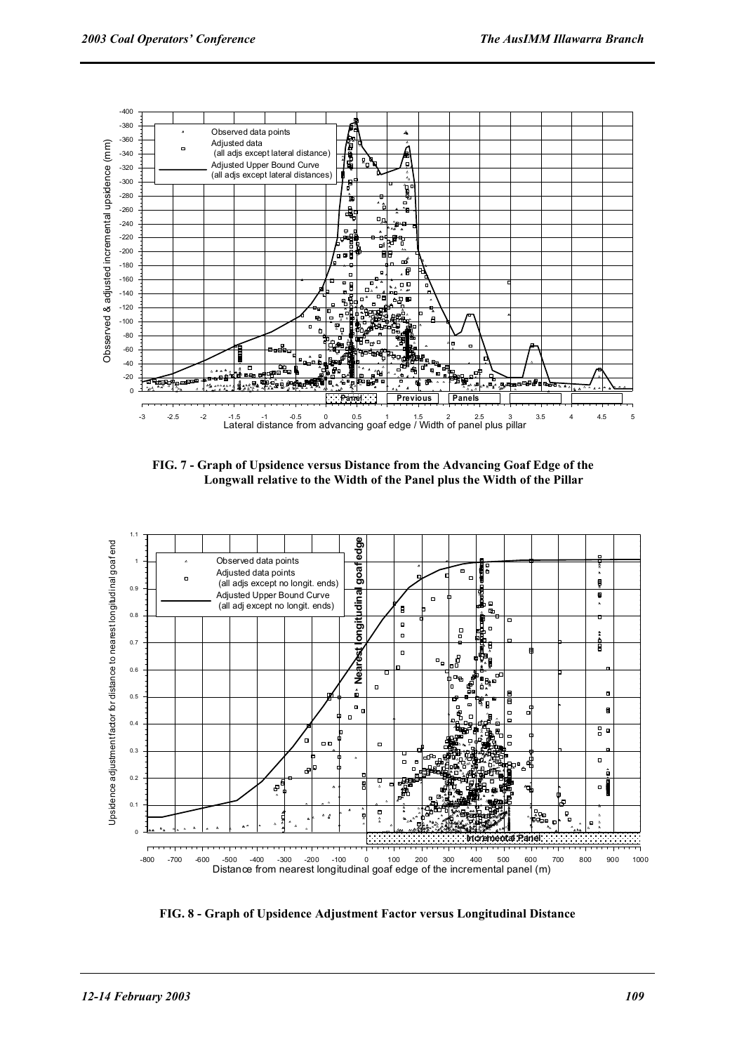**FIG. 7 - Graph of Upsidence versus Distance from the Advancing Goaf Edge of the Longwall relative to the Width of the Panel plus the Width of the Pillar**

**FIG. 8 - Graph of Upsidence Adjustment Factor versus Longitudinal Distance**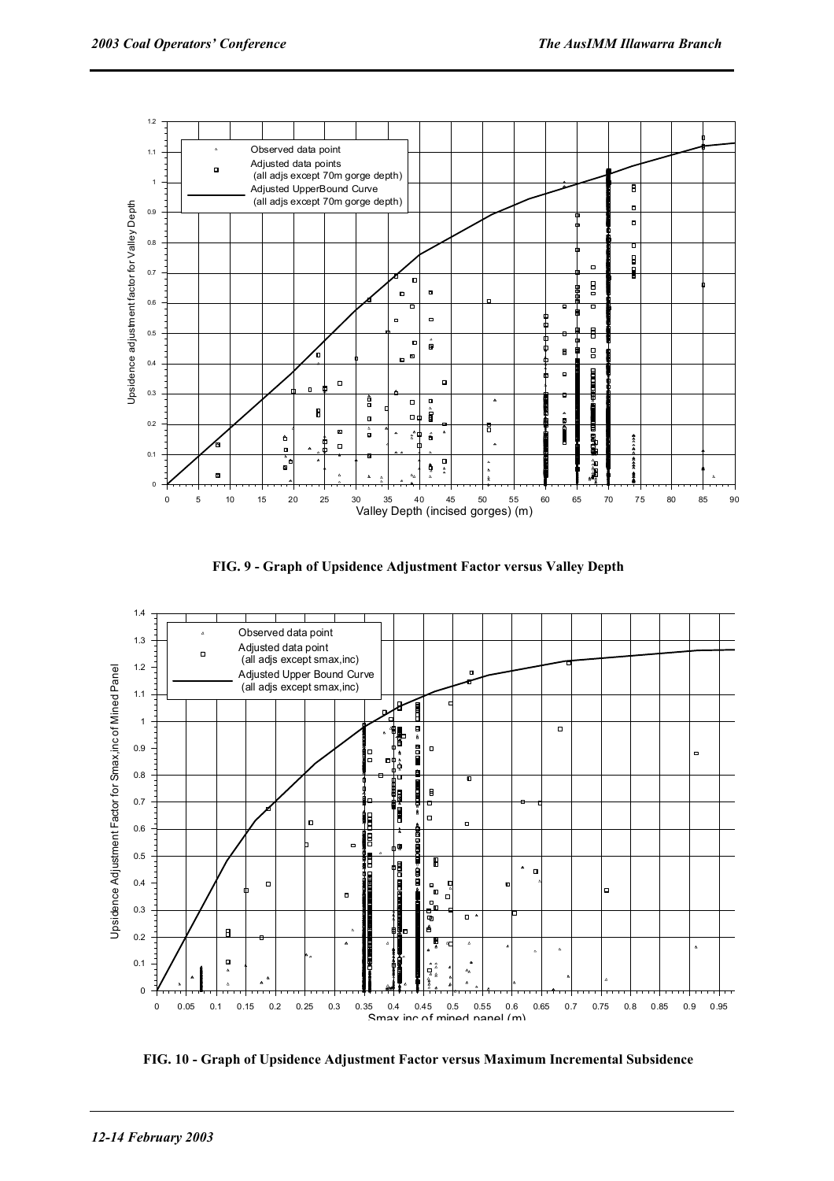**FIG. 9 - Graph of Upsidence Adjustment Factor versus Valley Depth**

**FIG. 10 - Graph of Upsidence Adjustment Factor versus Maximum Incremental Subsidence**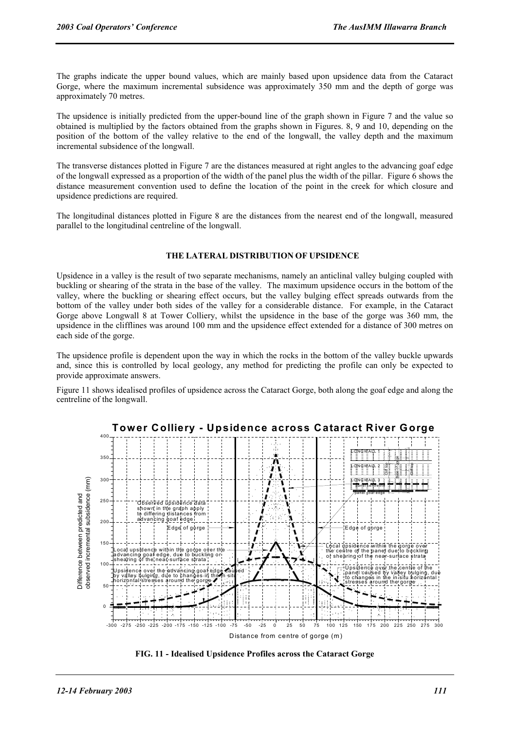The graphs indicate the upper bound values, which are mainly based upon upsidence data from the Cataract Gorge, where the maximum incremental subsidence was approximately 350 mm and the depth of gorge was approximately 70 metres.

The upsidence is initially predicted from the upper-bound line of the graph shown in Figure 7 and the value so obtained is multiplied by the factors obtained from the graphs shown in Figures. 8, 9 and 10, depending on the position of the bottom of the valley relative to the end of the longwall, the valley depth and the maximum incremental subsidence of the longwall.

The transverse distances plotted in Figure 7 are the distances measured at right angles to the advancing goaf edge of the longwall expressed as a proportion of the width of the panel plus the width of the pillar. Figure 6 shows the distance measurement convention used to define the location of the point in the creek for which closure and upsidence predictions are required.

The longitudinal distances plotted in Figure 8 are the distances from the nearest end of the longwall, measured parallel to the longitudinal centreline of the longwall.

### THE LATERAL DISTRIBUTION OF UPSIDENCE

Upsidence in a valley is the result of two separate mechanisms, namely an anticlinal valley bulging coupled with buckling or shearing of the strata in the base of the valley. The maximum upsidence occurs in the bottom of the valley, where the buckling or shearing effect occurs, but the valley bulging effect spreads outwards from the bottom of the valley under both sides of the valley for a considerable distance. For example, in the Cataract Gorge above Longwall 8 at Tower Colliery, whilst the upsidence in the base of the gorge was 360 mm, the upsidence in the clifflines was around 100 mm and the upsidence effect extended for a distance of 300 metres on each side of the gorge.

The upsidence profile is dependent upon the way in which the rocks in the bottom of the valley buckle upwards and, since this is controlled by local geology, any method for predicting the profile can only be expected to provide approximate answers.

Figure 11 shows idealised profiles of upsidence across the Cataract Gorge, both along the goaf edge and along the centreline of the longwall.

**FIG. 11 - Idealised Upsidence Profiles across the Cataract Gorge**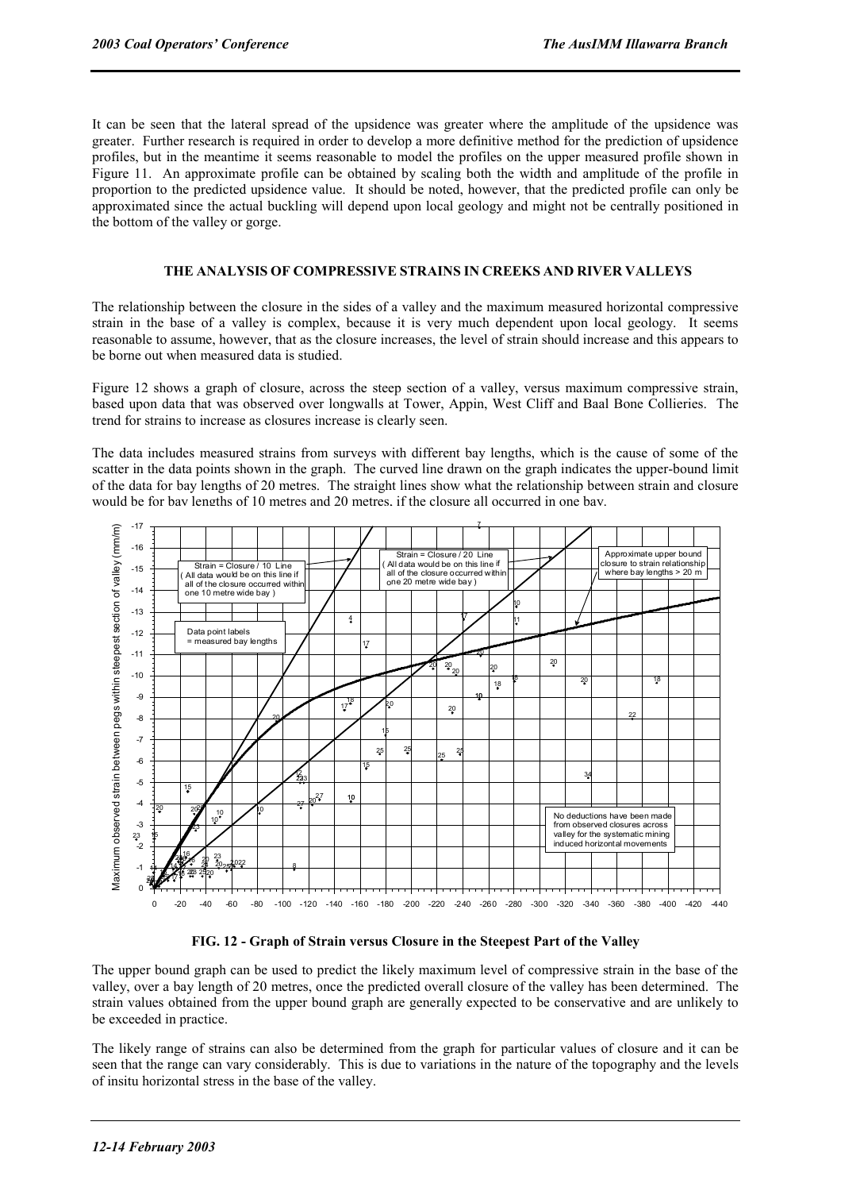It can be seen that the lateral spread of the upsidence was greater where the amplitude of the upsidence was greater. Further research is required in order to develop a more definitive method for the prediction of upsidence profiles, but in the meantime it seems reasonable to model the profiles on the upper measured profile shown in Figure 11. An approximate profile can be obtained by scaling both the width and amplitude of the profile in proportion to the predicted upsidence value. It should be noted, however, that the predicted profile can only be approximated since the actual buckling will depend upon local geology and might not be centrally positioned in the bottom of the valley or gorge.

## THE ANALYSIS OF COMPRESSIVE STRAINS IN CREEKS AND RIVER VALLEYS

The relationship between the closure in the sides of a valley and the maximum measured horizontal compressive strain in the base of a valley is complex, because it is very much dependent upon local geology. It seems reasonable to assume, however, that as the closure increases, the level of strain should increase and this appears to be borne out when measured data is studied.

Figure 12 shows a graph of closure, across the steep section of a valley, versus maximum compressive strain, based upon data that was observed over longwalls at Tower, Appin, West Cliff and Baal Bone Collieries. The trend for strains to increase as closures increase is clearly seen.

The data includes measured strains from surveys with different bay lengths, which is the cause of some of the scatter in the data points shown in the graph. The curved line drawn on the graph indicates the upper-bound limit of the data for bay lengths of 20 metres. The straight lines show what the relationship between strain and closure would be for bay lengths of 10 metres and 20 metres, if the closure all occurred in one bay.

**FIG. 12 - Graph of Strain versus Closure in the Steepest Part of the Valley**

The upper bound graph can be used to predict the likely maximum level of compressive strain in the base of the valley, over a bay length of 20 metres, once the predicted overall closure of the valley has been determined. The strain values obtained from the upper bound graph are generally expected to be conservative and are unlikely to be exceeded in practice.

The likely range of strains can also be determined from the graph for particular values of closure and it can be seen that the range can vary considerably. This is due to variations in the nature of the topography and the levels of insitu horizontal stress in the base of the valley.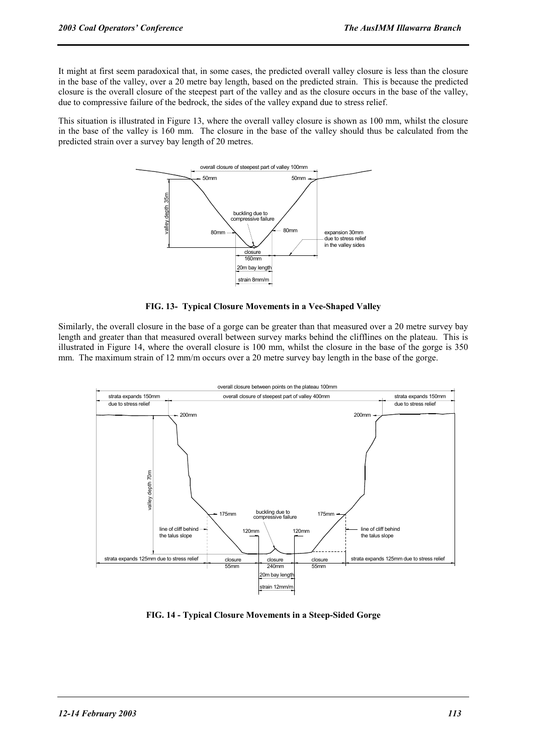It might at first seem paradoxical that, in some cases, the predicted overall valley closure is less than the closure in the base of the valley, over a 20 metre bay length, based on the predicted strain. This is because the predicted closure is the overall closure of the steepest part of the valley and as the closure occurs in the base of the valley, due to compressive failure of the bedrock, the sides of the valley expand due to stress relief.

This situation is illustrated in Figure 13, where the overall valley closure is shown as 100 mm, whilst the closure in the base of the valley is 160 mm. The closure in the base of the valley should thus be calculated from the predicted strain over a survey bay length of 20 metres.

**FIG. 13- Typical Closure Movements in a Vee-Shaped Valley**

Similarly, the overall closure in the base of a gorge can be greater than that measured over a 20 metre survey bay length and greater than that measured overall between survey marks behind the clifflines on the plateau. This is illustrated in Figure 14, where the overall closure is 100 mm, whilst the closure in the base of the gorge is 350 mm. The maximum strain of 12 mm/m occurs over a 20 metre survey bay length in the base of the gorge.

**FIG. 14 - Typical Closure Movements in a Steep-Sided Gorge**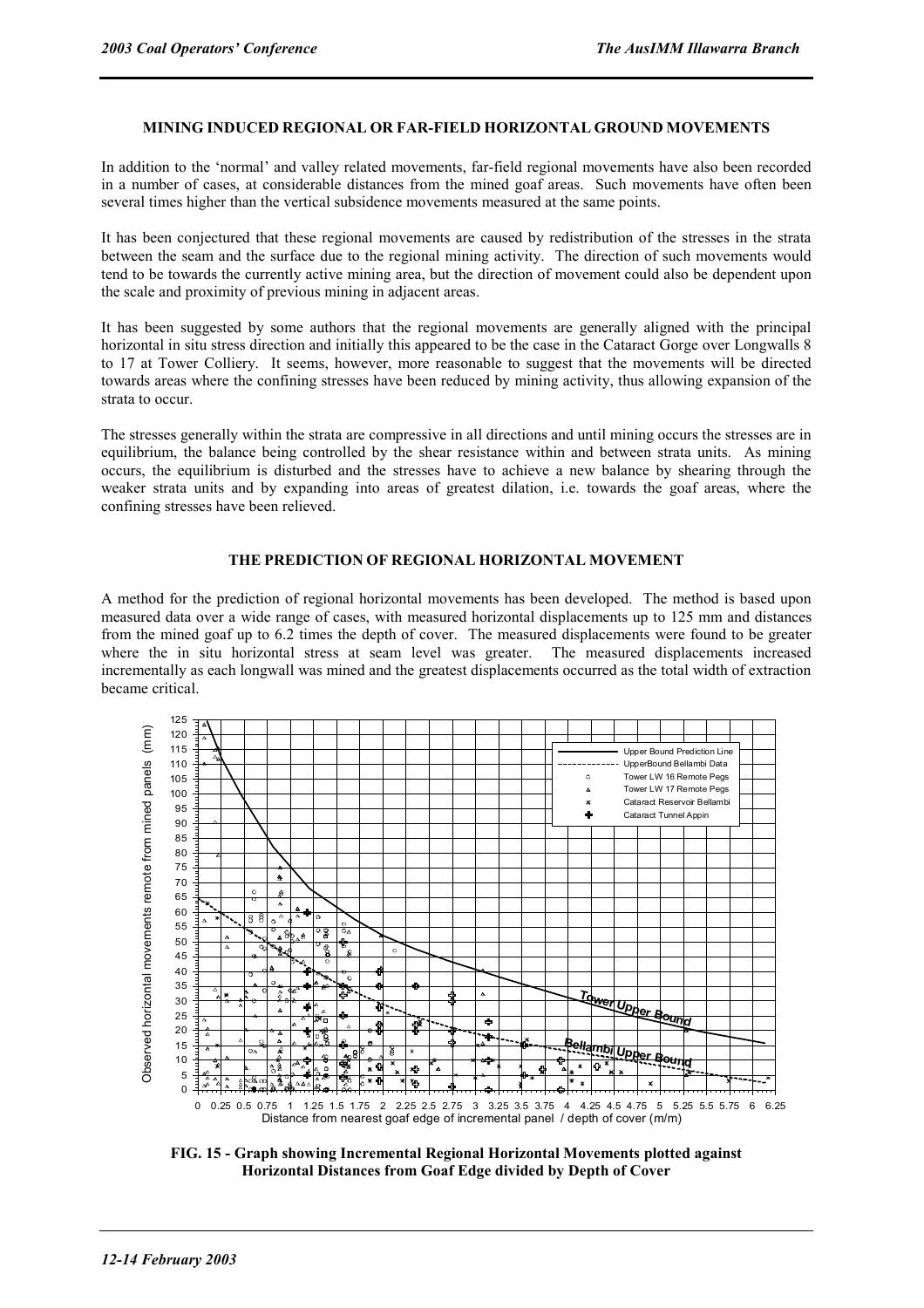### MINING INDUCED REGIONAL OR FAR-FIELD HORIZONTAL GROUND MOVEMENTS

In addition to the 'normal' and valley related movements, far-field regional movements have also been recorded in a number of cases, at considerable distances from the mined goaf areas. Such movements have often been several times higher than the vertical subsidence movements measured at the same points.

It has been conjectured that these regional movements are caused by redistribution of the stresses in the strata between the seam and the surface due to the regional mining activity. The direction of such movements would tend to be towards the currently active mining area, but the direction of movement could also be dependent upon the scale and proximity of previous mining in adjacent areas.

It has been suggested by some authors that the regional movements are generally aligned with the principal horizontal in situ stress direction and initially this appeared to be the case in the Cataract Gorge over Longwalls 8 to 17 at Tower Colliery. It seems, however, more reasonable to suggest that the movements will be directed towards areas where the confining stresses have been reduced by mining activity, thus allowing expansion of the strata to occur.

The stresses generally within the strata are compressive in all directions and until mining occurs the stresses are in equilibrium, the balance being controlled by the shear resistance within and between strata units. As mining occurs, the equilibrium is disturbed and the stresses have to achieve a new balance by shearing through the weaker strata units and by expanding into areas of greatest dilation, i.e. towards the goaf areas, where the confining stresses have been relieved.

### THE PREDICTION OF REGIONAL HORIZONTAL MOVEMENT

A method for the prediction of regional horizontal movements has been developed. The method is based upon measured data over a wide range of cases, with measured horizontal displacements up to 125 mm and distances from the mined goaf up to 6.2 times the depth of cover. The measured displacements were found to be greater where the in situ horizontal stress at seam level was greater. The measured displacements increased incrementally as each longwall was mined and the greatest displacements occurred as the total width of extraction became critical.

**FIG. 15 - Graph showing Incremental Regional Horizontal Movements plotted against Horizontal Distances from Goaf Edge divided by Depth of Cover**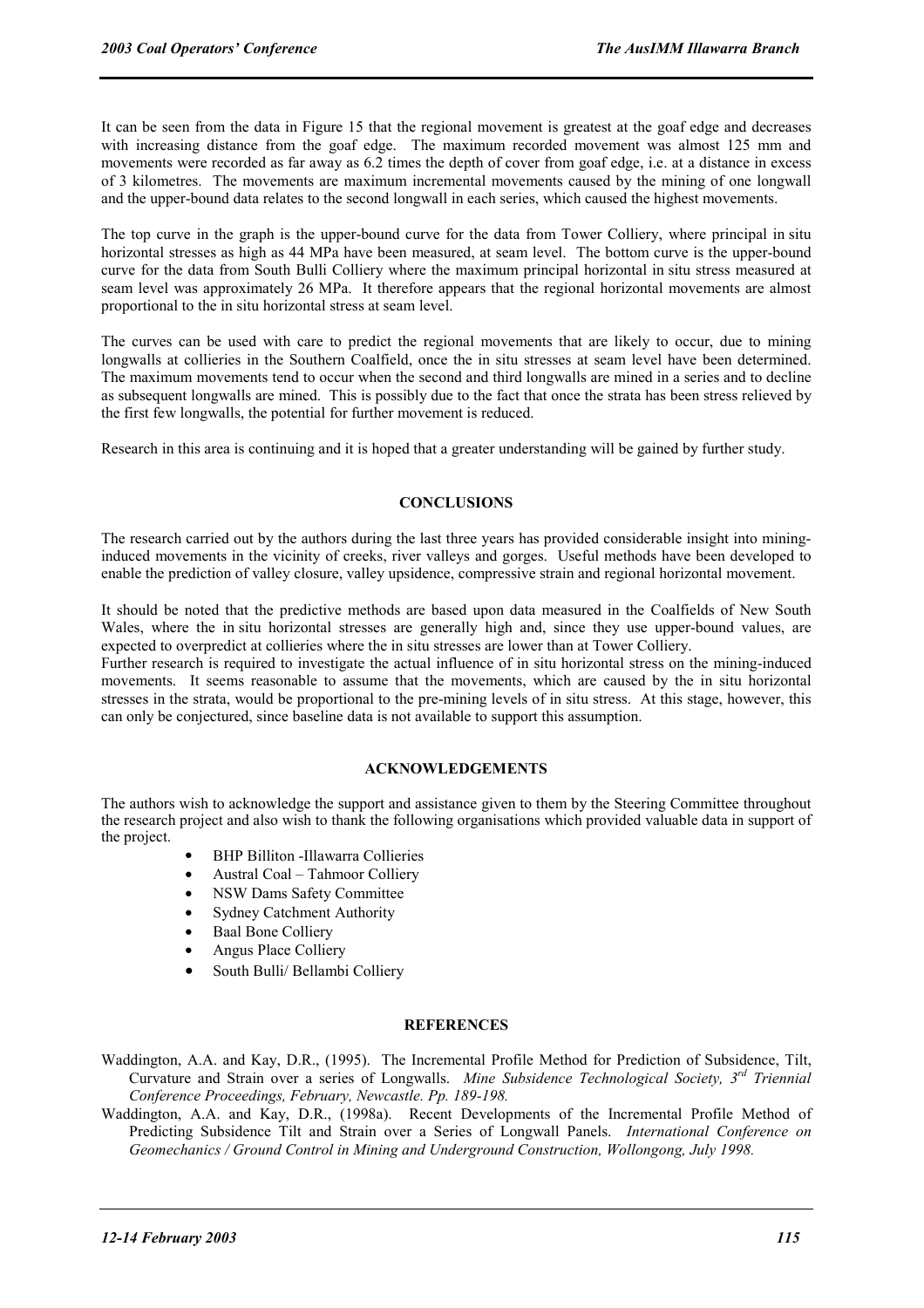It can be seen from the data in Figure 15 that the regional movement is greatest at the goaf edge and decreases with increasing distance from the goaf edge. The maximum recorded movement was almost 125 mm and movements were recorded as far away as 6.2 times the depth of cover from goaf edge, i.e. at a distance in excess of 3 kilometres. The movements are maximum incremental movements caused by the mining of one longwall and the upper-bound data relates to the second longwall in each series, which caused the highest movements.

The top curve in the graph is the upper-bound curve for the data from Tower Colliery, where principal in situ horizontal stresses as high as 44 MPa have been measured, at seam level. The bottom curve is the upper-bound curve for the data from South Bulli Colliery where the maximum principal horizontal in situ stress measured at seam level was approximately 26 MPa. It therefore appears that the regional horizontal movements are almost proportional to the in situ horizontal stress at seam level.

The curves can be used with care to predict the regional movements that are likely to occur, due to mining longwalls at collieries in the Southern Coalfield, once the in situ stresses at seam level have been determined. The maximum movements tend to occur when the second and third longwalls are mined in a series and to decline as subsequent longwalls are mined. This is possibly due to the fact that once the strata has been stress relieved by the first few longwalls, the potential for further movement is reduced.

Research in this area is continuing and it is hoped that a greater understanding will be gained by further study.

## CONCLUSIONS

The research carried out by the authors during the last three years has provided considerable insight into mining-induced movements in the vicinity of creeks, river valleys and gorges. Useful methods have been developed to enable the prediction of valley closure, valley upsidence, compressive strain and regional horizontal movement.

It should be noted that the predictive methods are based upon data measured in the Coalfields of New South Wales, where the in situ horizontal stresses are generally high and, since they use upper-bound values, are expected to overpredict at collieries where the in situ stresses are lower than at Tower Colliery.
Further research is required to investigate the actual influence of in situ horizontal stress on the mining-induced movements. It seems reasonable to assume that the movements, which are caused by the in situ horizontal stresses in the strata, would be proportional to the pre-mining levels of in situ stress. At this stage, however, this can only be conjectured, since baseline data is not available to support this assumption.

## ACKNOWLEDGEMENTS

The authors wish to acknowledge the support and assistance given to them by the Steering Committee throughout the research project and also wish to thank the following organisations which provided valuable data in support of the project.

- BHP Billiton -Illawarra Collieries
- Austral Coal – Tahmoor Colliery
- NSW Dams Safety Committee
- Sydney Catchment Authority
- Baal Bone Colliery
- Angus Place Colliery
- South Bulli/ Bellambi Colliery

## REFERENCES

Waddington, A.A. and Kay, D.R., (1995). The Incremental Profile Method for Prediction of Subsidence, Tilt, Curvature and Strain over a series of Longwalls. *Mine Subsidence Technological Society, 3rd Triennial Conference Proceedings, February, Newcastle. Pp. 189-198.*

Waddington, A.A. and Kay, D.R., (1998a). Recent Developments of the Incremental Profile Method of Predicting Subsidence Tilt and Strain over a Series of Longwall Panels. *International Conference on Geomechanics / Ground Control in Mining and Underground Construction, Wollongong, July 1998.*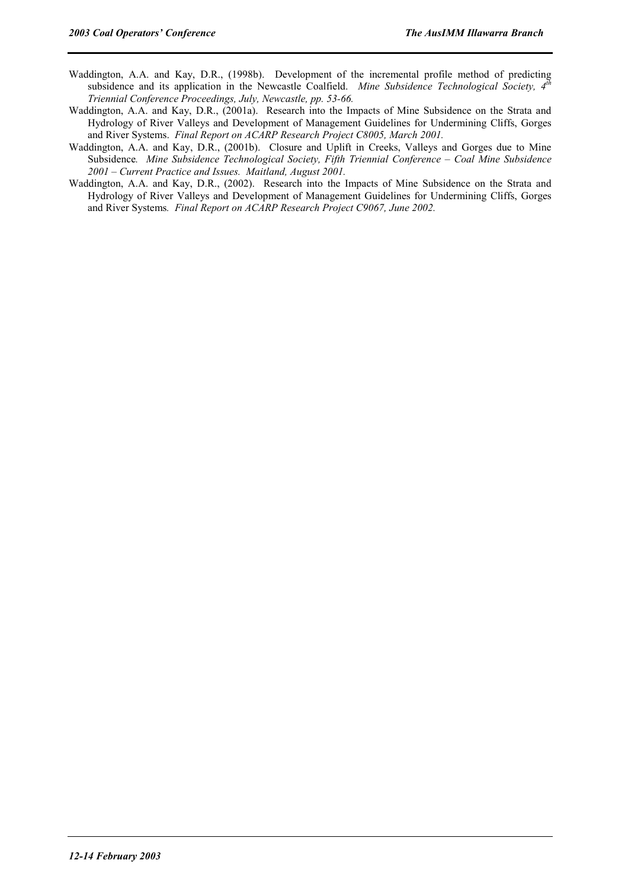Waddington, A.A. and Kay, D.R., (1998b). Development of the incremental profile method of predicting subsidence and its application in the Newcastle Coalfield. *Mine Subsidence Technological Society, 4$^{th}$ Triennial Conference Proceedings, July, Newcastle, pp. 53-66.*

Waddington, A.A. and Kay, D.R., (2001a). Research into the Impacts of Mine Subsidence on the Strata and Hydrology of River Valleys and Development of Management Guidelines for Undermining Cliffs, Gorges and River Systems. *Final Report on ACARP Research Project C8005, March 2001.*

Waddington, A.A. and Kay, D.R., (2001b). Closure and Uplift in Creeks, Valleys and Gorges due to Mine Subsidence*. Mine Subsidence Technological Society, Fifth Triennial Conference – Coal Mine Subsidence 2001 – Current Practice and Issues. Maitland, August 2001.*

Waddington, A.A. and Kay, D.R., (2002). Research into the Impacts of Mine Subsidence on the Strata and Hydrology of River Valleys and Development of Management Guidelines for Undermining Cliffs, Gorges and River Systems*. Final Report on ACARP Research Project C9067, June 2002.*